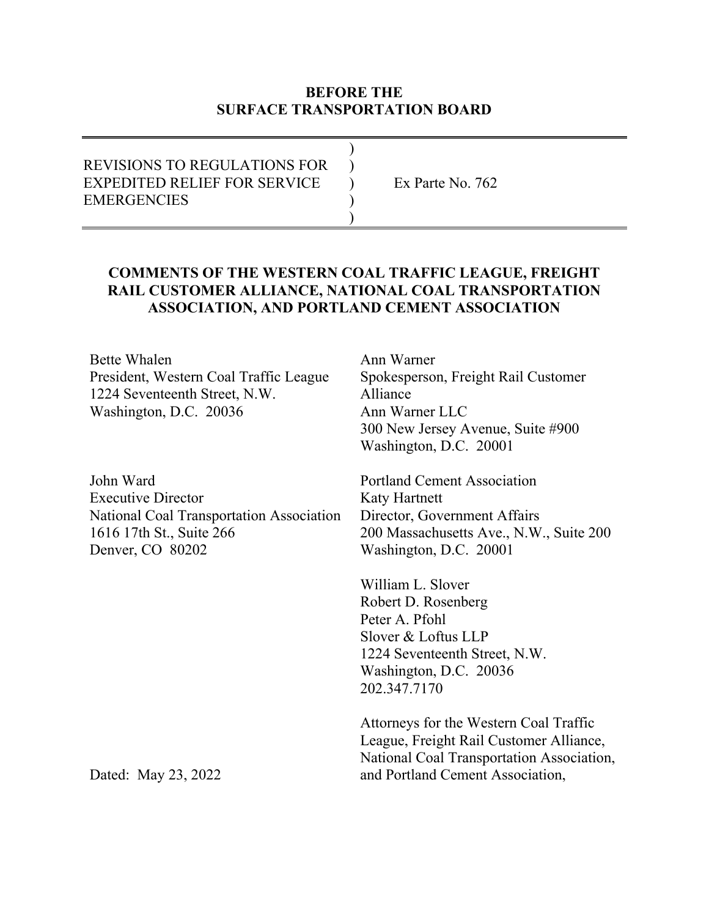**BEFORE THE**
**SURFACE TRANSPORTATION BOARD**

---

REVISIONS TO REGULATIONS FOR EXPEDITED RELIEF FOR SERVICE EMERGENCIES )

Ex Parte No. 762

---

**COMMENTS OF THE WESTERN COAL TRAFFIC LEAGUE, FREIGHT RAIL CUSTOMER ALLIANCE, NATIONAL COAL TRANSPORTATION ASSOCIATION, AND PORTLAND CEMENT ASSOCIATION**

Bette Whalen
President, Western Coal Traffic League
1224 Seventeenth Street, N.W.
Washington, D.C. 20036

Ann Warner
Spokesperson, Freight Rail Customer Alliance
Ann Warner LLC
300 New Jersey Avenue, Suite #900
Washington, D.C. 20001

John Ward
Executive Director
National Coal Transportation Association
1616 17th St., Suite 266
Denver, CO 80202

Portland Cement Association
Katy Hartnett
Director, Government Affairs
200 Massachusetts Ave., N.W., Suite 200
Washington, D.C. 20001

William L. Slover
Robert D. Rosenberg
Peter A. Pfohl
Slover & Loftus LLP
1224 Seventeenth Street, N.W.
Washington, D.C. 20036
202.347.7170

Attorneys for the Western Coal Traffic League, Freight Rail Customer Alliance, National Coal Transportation Association, and Portland Cement Association,

Dated: May 23, 2022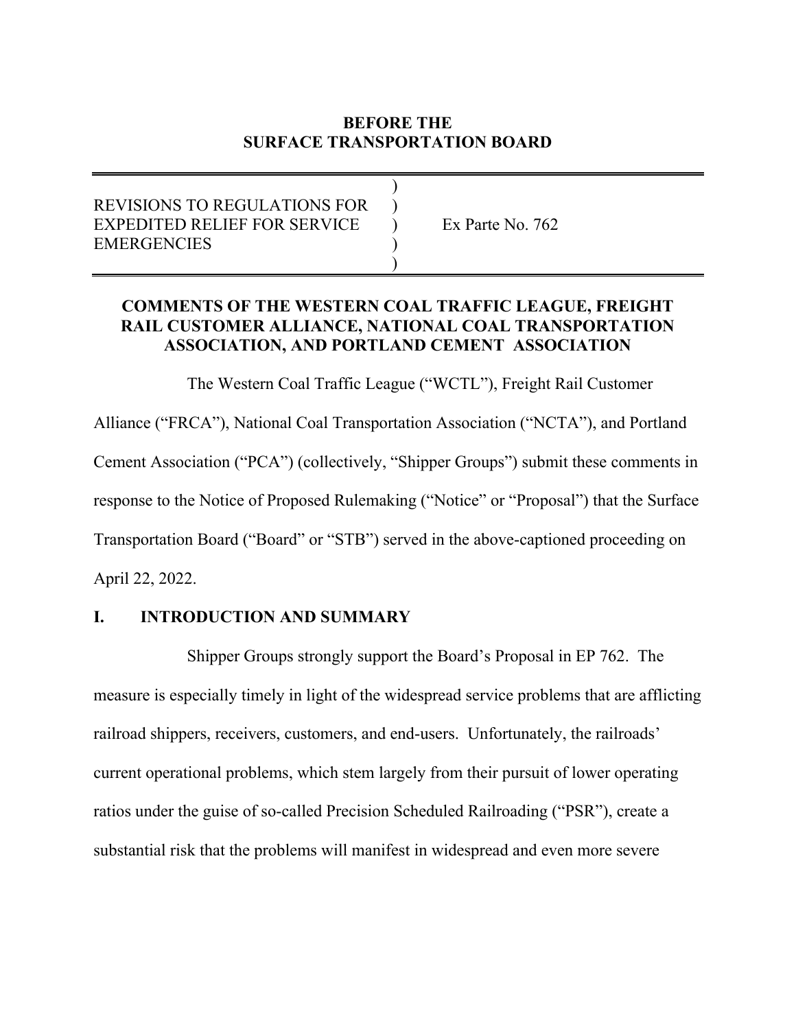**BEFORE THE**
**SURFACE TRANSPORTATION BOARD**

| | | |
|---|---|---|
| REVISIONS TO REGULATIONS FOR EXPEDITED RELIEF FOR SERVICE EMERGENCIES | ) ) ) ) ) | Ex Parte No. 762 |

**COMMENTS OF THE WESTERN COAL TRAFFIC LEAGUE, FREIGHT RAIL CUSTOMER ALLIANCE, NATIONAL COAL TRANSPORTATION ASSOCIATION, AND PORTLAND CEMENT ASSOCIATION**

The Western Coal Traffic League ("WCTL"), Freight Rail Customer Alliance ("FRCA"), National Coal Transportation Association ("NCTA"), and Portland Cement Association ("PCA") (collectively, "Shipper Groups") submit these comments in response to the Notice of Proposed Rulemaking ("Notice" or "Proposal") that the Surface Transportation Board ("Board" or "STB") served in the above-captioned proceeding on April 22, 2022.

## I. INTRODUCTION AND SUMMARY

Shipper Groups strongly support the Board's Proposal in EP 762. The measure is especially timely in light of the widespread service problems that are afflicting railroad shippers, receivers, customers, and end-users. Unfortunately, the railroads' current operational problems, which stem largely from their pursuit of lower operating ratios under the guise of so-called Precision Scheduled Railroading ("PSR"), create a substantial risk that the problems will manifest in widespread and even more severe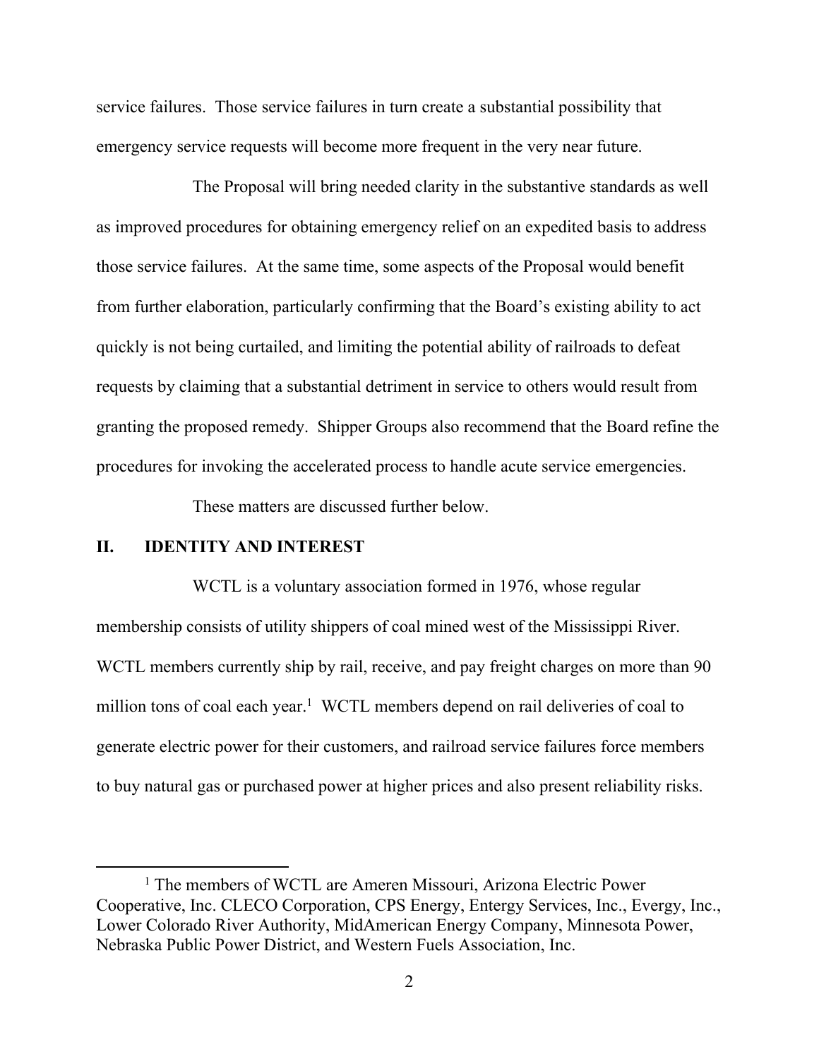service failures. Those service failures in turn create a substantial possibility that emergency service requests will become more frequent in the very near future.

The Proposal will bring needed clarity in the substantive standards as well as improved procedures for obtaining emergency relief on an expedited basis to address those service failures. At the same time, some aspects of the Proposal would benefit from further elaboration, particularly confirming that the Board's existing ability to act quickly is not being curtailed, and limiting the potential ability of railroads to defeat requests by claiming that a substantial detriment in service to others would result from granting the proposed remedy. Shipper Groups also recommend that the Board refine the procedures for invoking the accelerated process to handle acute service emergencies.

These matters are discussed further below.

## II. IDENTITY AND INTEREST

WCTL is a voluntary association formed in 1976, whose regular membership consists of utility shippers of coal mined west of the Mississippi River. WCTL members currently ship by rail, receive, and pay freight charges on more than 90 million tons of coal each year.[1] WCTL members depend on rail deliveries of coal to generate electric power for their customers, and railroad service failures force members to buy natural gas or purchased power at higher prices and also present reliability risks.

[1] The members of WCTL are Ameren Missouri, Arizona Electric Power Cooperative, Inc. CLECO Corporation, CPS Energy, Entergy Services, Inc., Evergy, Inc., Lower Colorado River Authority, MidAmerican Energy Company, Minnesota Power, Nebraska Public Power District, and Western Fuels Association, Inc.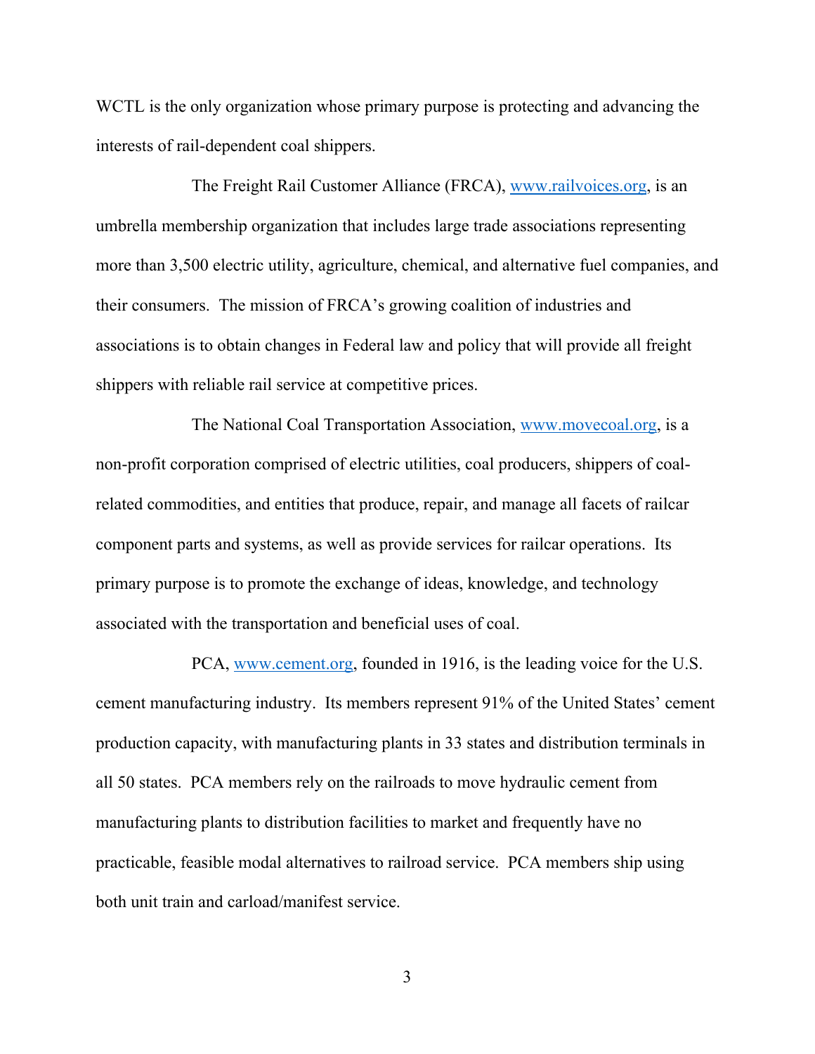WCTL is the only organization whose primary purpose is protecting and advancing the interests of rail-dependent coal shippers.

The Freight Rail Customer Alliance (FRCA), www.railvoices.org, is an umbrella membership organization that includes large trade associations representing more than 3,500 electric utility, agriculture, chemical, and alternative fuel companies, and their consumers. The mission of FRCA's growing coalition of industries and associations is to obtain changes in Federal law and policy that will provide all freight shippers with reliable rail service at competitive prices.

The National Coal Transportation Association, www.movecoal.org, is a non-profit corporation comprised of electric utilities, coal producers, shippers of coal-related commodities, and entities that produce, repair, and manage all facets of railcar component parts and systems, as well as provide services for railcar operations. Its primary purpose is to promote the exchange of ideas, knowledge, and technology associated with the transportation and beneficial uses of coal.

PCA, www.cement.org, founded in 1916, is the leading voice for the U.S. cement manufacturing industry. Its members represent 91% of the United States' cement production capacity, with manufacturing plants in 33 states and distribution terminals in all 50 states. PCA members rely on the railroads to move hydraulic cement from manufacturing plants to distribution facilities to market and frequently have no practicable, feasible modal alternatives to railroad service. PCA members ship using both unit train and carload/manifest service.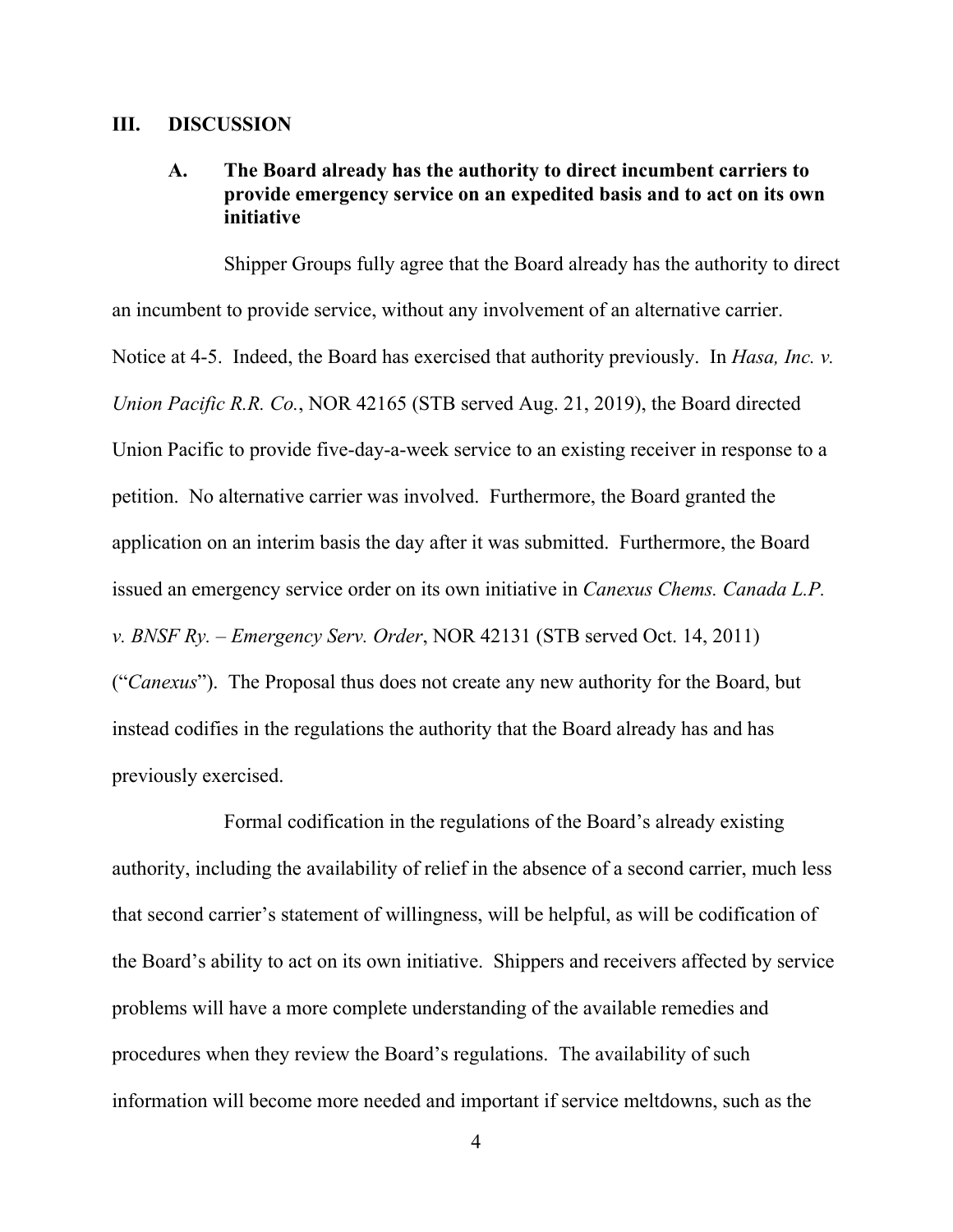## III. DISCUSSION

### A. The Board already has the authority to direct incumbent carriers to provide emergency service on an expedited basis and to act on its own initiative

Shipper Groups fully agree that the Board already has the authority to direct an incumbent to provide service, without any involvement of an alternative carrier. Notice at 4-5. Indeed, the Board has exercised that authority previously. In *Hasa, Inc. v. Union Pacific R.R. Co.*, NOR 42165 (STB served Aug. 21, 2019), the Board directed Union Pacific to provide five-day-a-week service to an existing receiver in response to a petition. No alternative carrier was involved. Furthermore, the Board granted the application on an interim basis the day after it was submitted. Furthermore, the Board issued an emergency service order on its own initiative in *Canexus Chems. Canada L.P. v. BNSF Ry. – Emergency Serv. Order*, NOR 42131 (STB served Oct. 14, 2011) ("*Canexus*"). The Proposal thus does not create any new authority for the Board, but instead codifies in the regulations the authority that the Board already has and has previously exercised.

Formal codification in the regulations of the Board's already existing authority, including the availability of relief in the absence of a second carrier, much less that second carrier's statement of willingness, will be helpful, as will be codification of the Board's ability to act on its own initiative. Shippers and receivers affected by service problems will have a more complete understanding of the available remedies and procedures when they review the Board's regulations. The availability of such information will become more needed and important if service meltdowns, such as the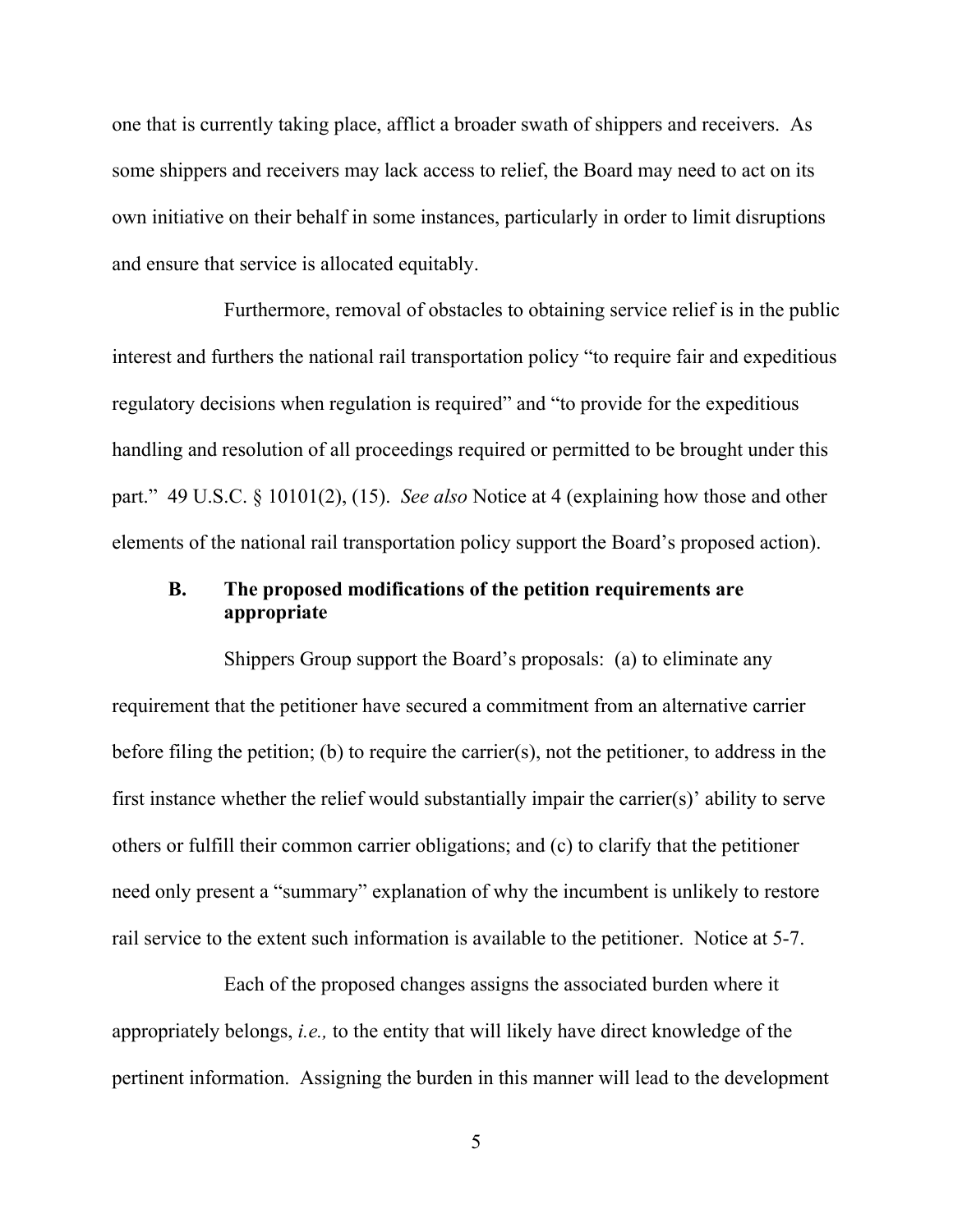one that is currently taking place, afflict a broader swath of shippers and receivers. As some shippers and receivers may lack access to relief, the Board may need to act on its own initiative on their behalf in some instances, particularly in order to limit disruptions and ensure that service is allocated equitably.

Furthermore, removal of obstacles to obtaining service relief is in the public interest and furthers the national rail transportation policy "to require fair and expeditious regulatory decisions when regulation is required" and "to provide for the expeditious handling and resolution of all proceedings required or permitted to be brought under this part." 49 U.S.C. § 10101(2), (15). *See also* Notice at 4 (explaining how those and other elements of the national rail transportation policy support the Board's proposed action).

### B. The proposed modifications of the petition requirements are appropriate

Shippers Group support the Board's proposals: (a) to eliminate any requirement that the petitioner have secured a commitment from an alternative carrier before filing the petition; (b) to require the carrier(s), not the petitioner, to address in the first instance whether the relief would substantially impair the carrier(s)' ability to serve others or fulfill their common carrier obligations; and (c) to clarify that the petitioner need only present a "summary" explanation of why the incumbent is unlikely to restore rail service to the extent such information is available to the petitioner. Notice at 5-7.

Each of the proposed changes assigns the associated burden where it appropriately belongs, *i.e.,* to the entity that will likely have direct knowledge of the pertinent information. Assigning the burden in this manner will lead to the development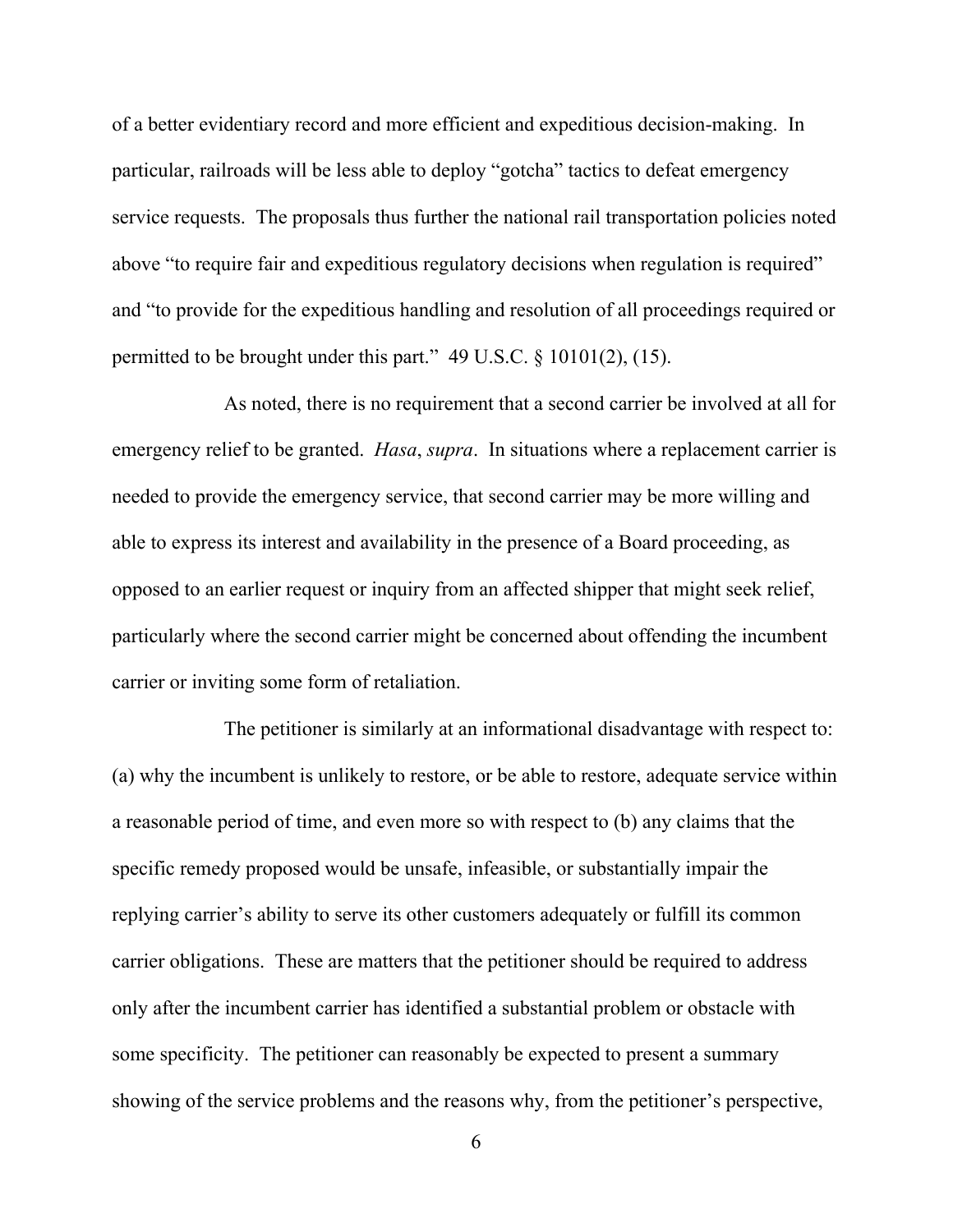of a better evidentiary record and more efficient and expeditious decision-making. In particular, railroads will be less able to deploy "gotcha" tactics to defeat emergency service requests. The proposals thus further the national rail transportation policies noted above "to require fair and expeditious regulatory decisions when regulation is required" and "to provide for the expeditious handling and resolution of all proceedings required or permitted to be brought under this part." 49 U.S.C. § 10101(2), (15).

As noted, there is no requirement that a second carrier be involved at all for emergency relief to be granted. *Hasa*, *supra*. In situations where a replacement carrier is needed to provide the emergency service, that second carrier may be more willing and able to express its interest and availability in the presence of a Board proceeding, as opposed to an earlier request or inquiry from an affected shipper that might seek relief, particularly where the second carrier might be concerned about offending the incumbent carrier or inviting some form of retaliation.

The petitioner is similarly at an informational disadvantage with respect to: (a) why the incumbent is unlikely to restore, or be able to restore, adequate service within a reasonable period of time, and even more so with respect to (b) any claims that the specific remedy proposed would be unsafe, infeasible, or substantially impair the replying carrier's ability to serve its other customers adequately or fulfill its common carrier obligations. These are matters that the petitioner should be required to address only after the incumbent carrier has identified a substantial problem or obstacle with some specificity. The petitioner can reasonably be expected to present a summary showing of the service problems and the reasons why, from the petitioner's perspective,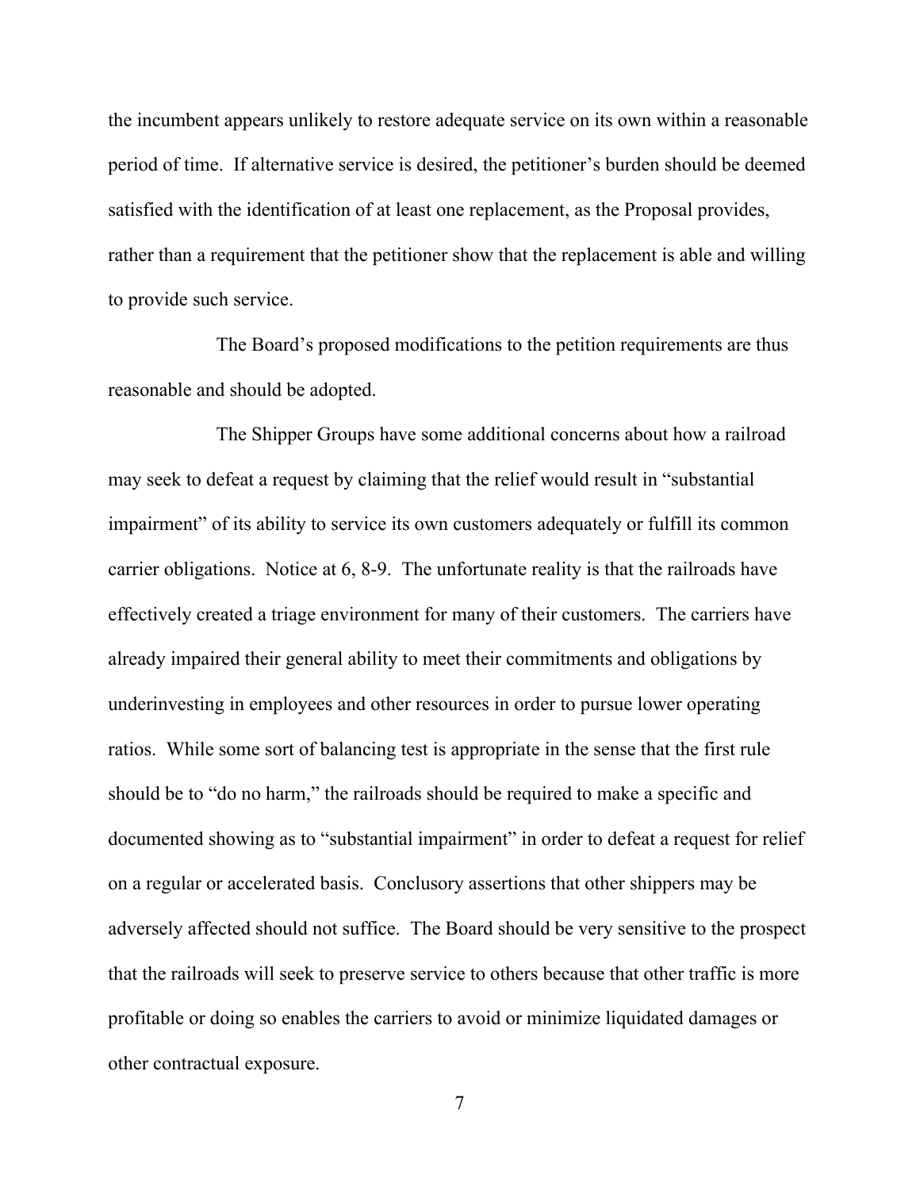the incumbent appears unlikely to restore adequate service on its own within a reasonable period of time. If alternative service is desired, the petitioner's burden should be deemed satisfied with the identification of at least one replacement, as the Proposal provides, rather than a requirement that the petitioner show that the replacement is able and willing to provide such service.

The Board's proposed modifications to the petition requirements are thus reasonable and should be adopted.

The Shipper Groups have some additional concerns about how a railroad may seek to defeat a request by claiming that the relief would result in "substantial impairment" of its ability to service its own customers adequately or fulfill its common carrier obligations. Notice at 6, 8-9. The unfortunate reality is that the railroads have effectively created a triage environment for many of their customers. The carriers have already impaired their general ability to meet their commitments and obligations by underinvesting in employees and other resources in order to pursue lower operating ratios. While some sort of balancing test is appropriate in the sense that the first rule should be to "do no harm," the railroads should be required to make a specific and documented showing as to "substantial impairment" in order to defeat a request for relief on a regular or accelerated basis. Conclusory assertions that other shippers may be adversely affected should not suffice. The Board should be very sensitive to the prospect that the railroads will seek to preserve service to others because that other traffic is more profitable or doing so enables the carriers to avoid or minimize liquidated damages or other contractual exposure.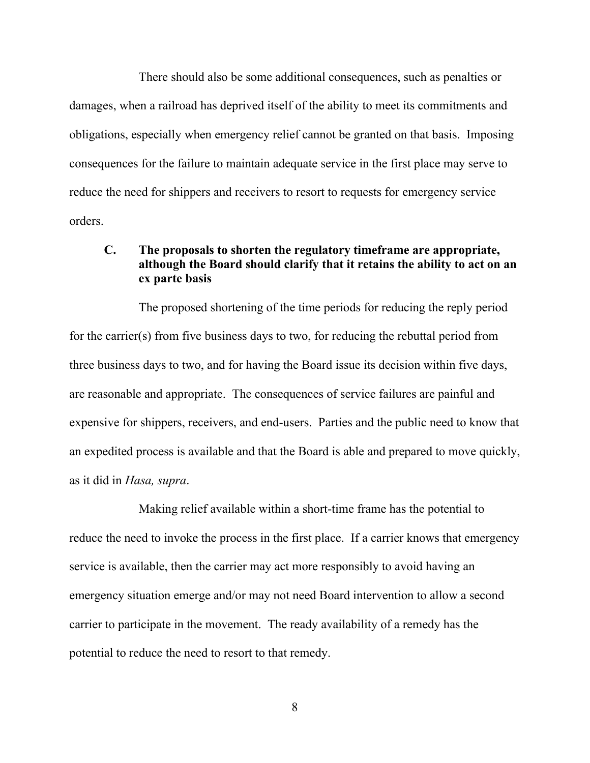There should also be some additional consequences, such as penalties or damages, when a railroad has deprived itself of the ability to meet its commitments and obligations, especially when emergency relief cannot be granted on that basis. Imposing consequences for the failure to maintain adequate service in the first place may serve to reduce the need for shippers and receivers to resort to requests for emergency service orders.

### C. The proposals to shorten the regulatory timeframe are appropriate, although the Board should clarify that it retains the ability to act on an ex parte basis

The proposed shortening of the time periods for reducing the reply period for the carrier(s) from five business days to two, for reducing the rebuttal period from three business days to two, and for having the Board issue its decision within five days, are reasonable and appropriate. The consequences of service failures are painful and expensive for shippers, receivers, and end-users. Parties and the public need to know that an expedited process is available and that the Board is able and prepared to move quickly, as it did in *Hasa, supra*.

Making relief available within a short-time frame has the potential to reduce the need to invoke the process in the first place. If a carrier knows that emergency service is available, then the carrier may act more responsibly to avoid having an emergency situation emerge and/or may not need Board intervention to allow a second carrier to participate in the movement. The ready availability of a remedy has the potential to reduce the need to resort to that remedy.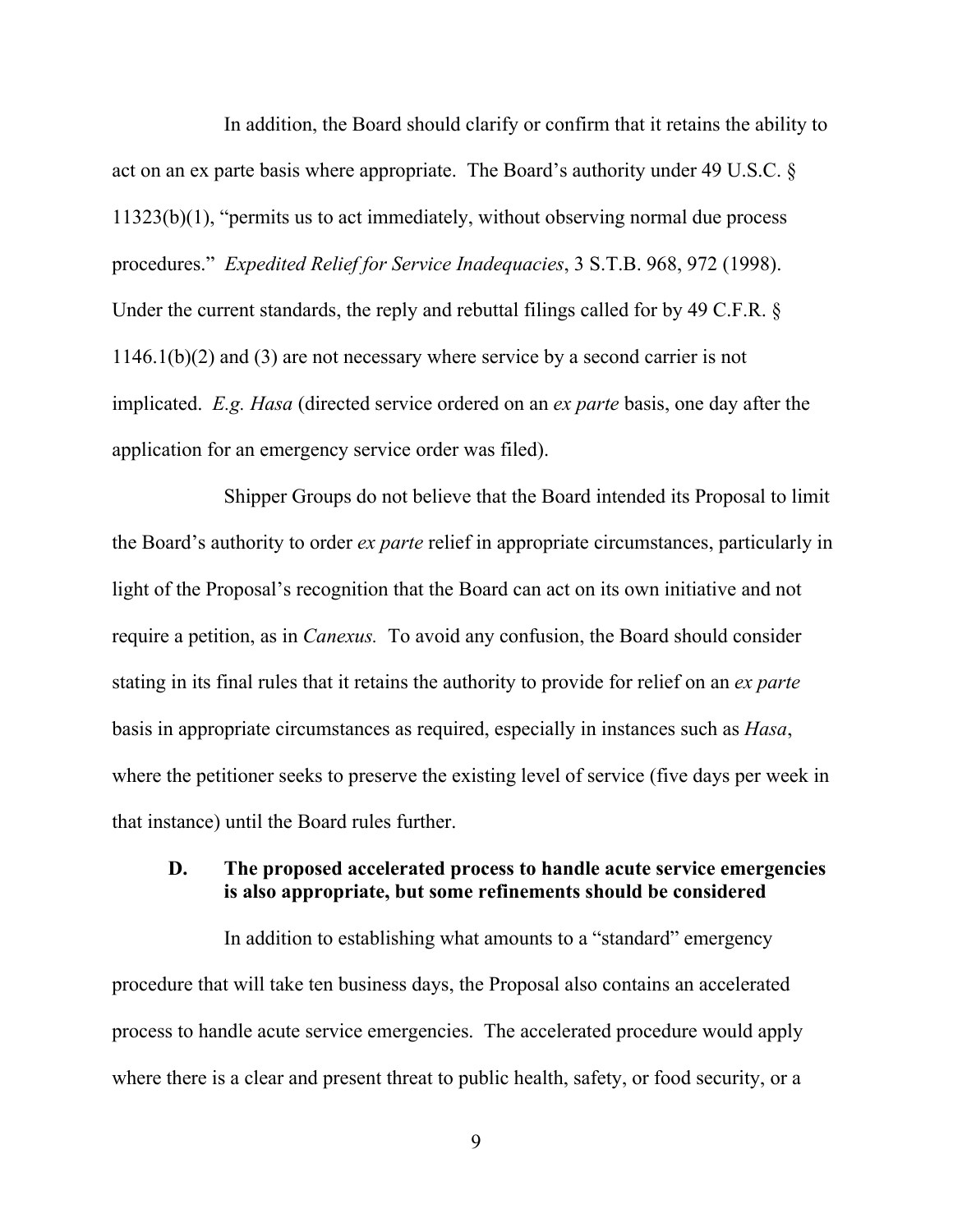In addition, the Board should clarify or confirm that it retains the ability to act on an ex parte basis where appropriate. The Board's authority under 49 U.S.C. § 11323(b)(1), "permits us to act immediately, without observing normal due process procedures." *Expedited Relief for Service Inadequacies*, 3 S.T.B. 968, 972 (1998). Under the current standards, the reply and rebuttal filings called for by 49 C.F.R. § 1146.1(b)(2) and (3) are not necessary where service by a second carrier is not implicated. *E.g. Hasa* (directed service ordered on an *ex parte* basis, one day after the application for an emergency service order was filed).

Shipper Groups do not believe that the Board intended its Proposal to limit the Board's authority to order *ex parte* relief in appropriate circumstances, particularly in light of the Proposal's recognition that the Board can act on its own initiative and not require a petition, as in *Canexus.* To avoid any confusion, the Board should consider stating in its final rules that it retains the authority to provide for relief on an *ex parte* basis in appropriate circumstances as required, especially in instances such as *Hasa*, where the petitioner seeks to preserve the existing level of service (five days per week in that instance) until the Board rules further.

### D. The proposed accelerated process to handle acute service emergencies is also appropriate, but some refinements should be considered

In addition to establishing what amounts to a "standard" emergency procedure that will take ten business days, the Proposal also contains an accelerated process to handle acute service emergencies. The accelerated procedure would apply where there is a clear and present threat to public health, safety, or food security, or a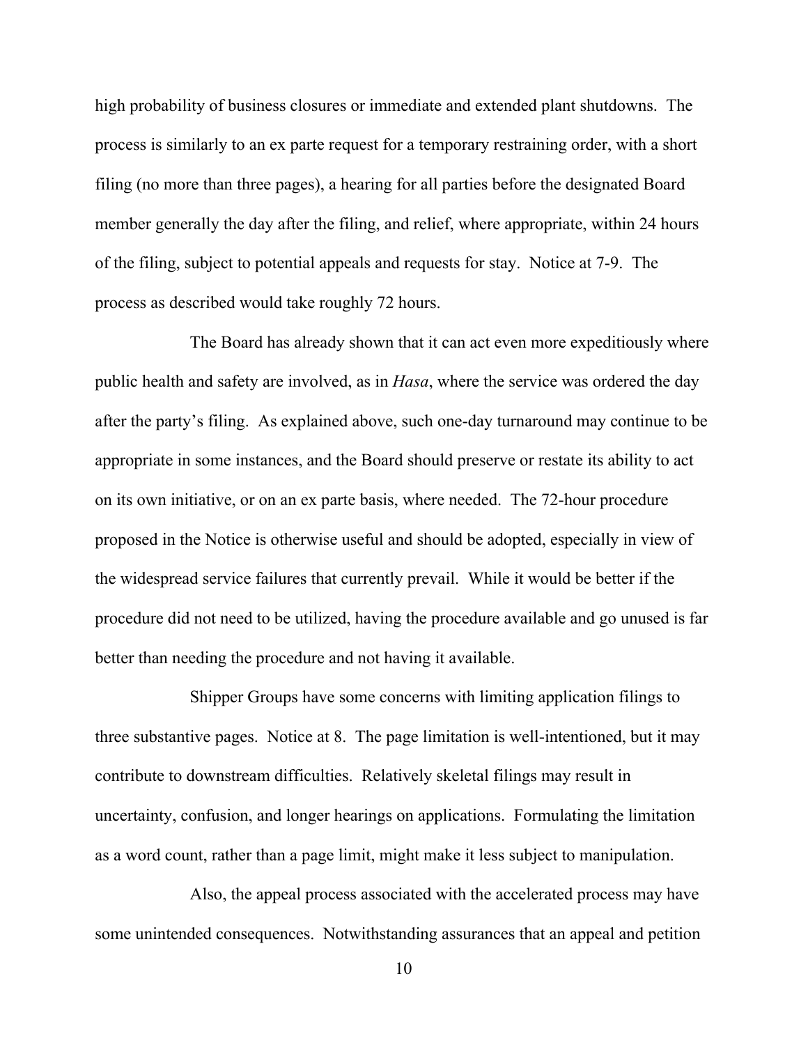high probability of business closures or immediate and extended plant shutdowns. The process is similarly to an ex parte request for a temporary restraining order, with a short filing (no more than three pages), a hearing for all parties before the designated Board member generally the day after the filing, and relief, where appropriate, within 24 hours of the filing, subject to potential appeals and requests for stay. Notice at 7-9. The process as described would take roughly 72 hours.

The Board has already shown that it can act even more expeditiously where public health and safety are involved, as in *Hasa*, where the service was ordered the day after the party's filing. As explained above, such one-day turnaround may continue to be appropriate in some instances, and the Board should preserve or restate its ability to act on its own initiative, or on an ex parte basis, where needed. The 72-hour procedure proposed in the Notice is otherwise useful and should be adopted, especially in view of the widespread service failures that currently prevail. While it would be better if the procedure did not need to be utilized, having the procedure available and go unused is far better than needing the procedure and not having it available.

Shipper Groups have some concerns with limiting application filings to three substantive pages. Notice at 8. The page limitation is well-intentioned, but it may contribute to downstream difficulties. Relatively skeletal filings may result in uncertainty, confusion, and longer hearings on applications. Formulating the limitation as a word count, rather than a page limit, might make it less subject to manipulation.

Also, the appeal process associated with the accelerated process may have some unintended consequences. Notwithstanding assurances that an appeal and petition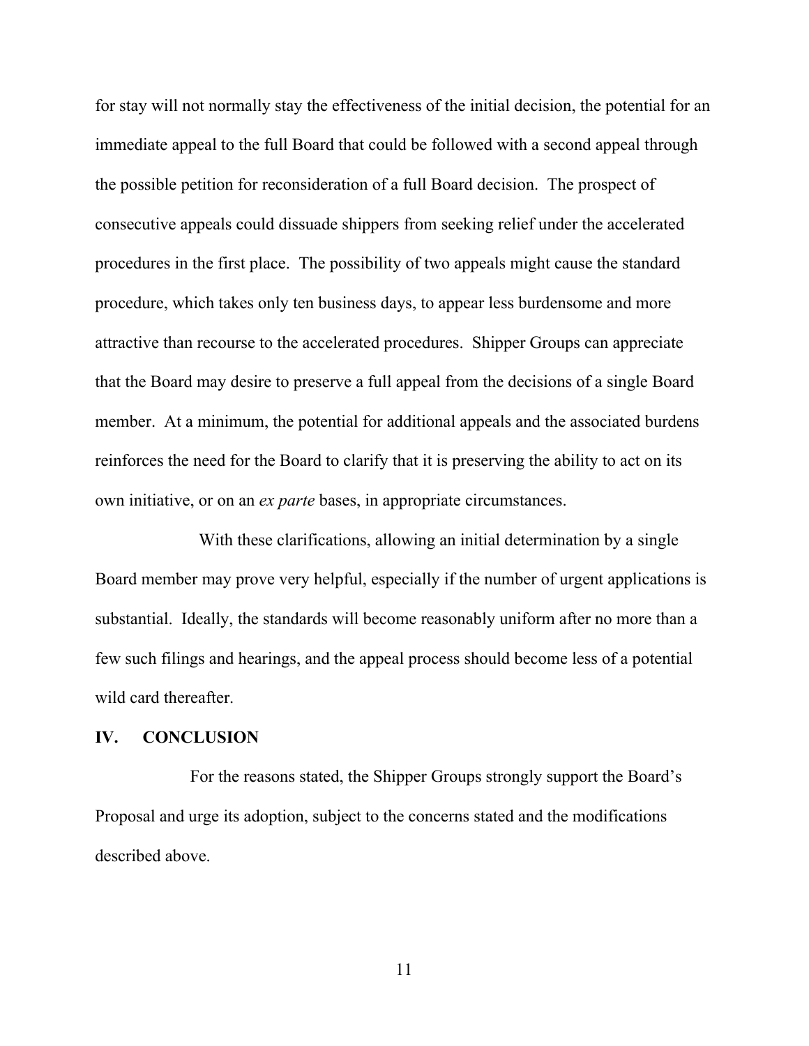for stay will not normally stay the effectiveness of the initial decision, the potential for an immediate appeal to the full Board that could be followed with a second appeal through the possible petition for reconsideration of a full Board decision. The prospect of consecutive appeals could dissuade shippers from seeking relief under the accelerated procedures in the first place. The possibility of two appeals might cause the standard procedure, which takes only ten business days, to appear less burdensome and more attractive than recourse to the accelerated procedures. Shipper Groups can appreciate that the Board may desire to preserve a full appeal from the decisions of a single Board member. At a minimum, the potential for additional appeals and the associated burdens reinforces the need for the Board to clarify that it is preserving the ability to act on its own initiative, or on an *ex parte* bases, in appropriate circumstances.

With these clarifications, allowing an initial determination by a single Board member may prove very helpful, especially if the number of urgent applications is substantial. Ideally, the standards will become reasonably uniform after no more than a few such filings and hearings, and the appeal process should become less of a potential wild card thereafter.

## IV. CONCLUSION

For the reasons stated, the Shipper Groups strongly support the Board's Proposal and urge its adoption, subject to the concerns stated and the modifications described above.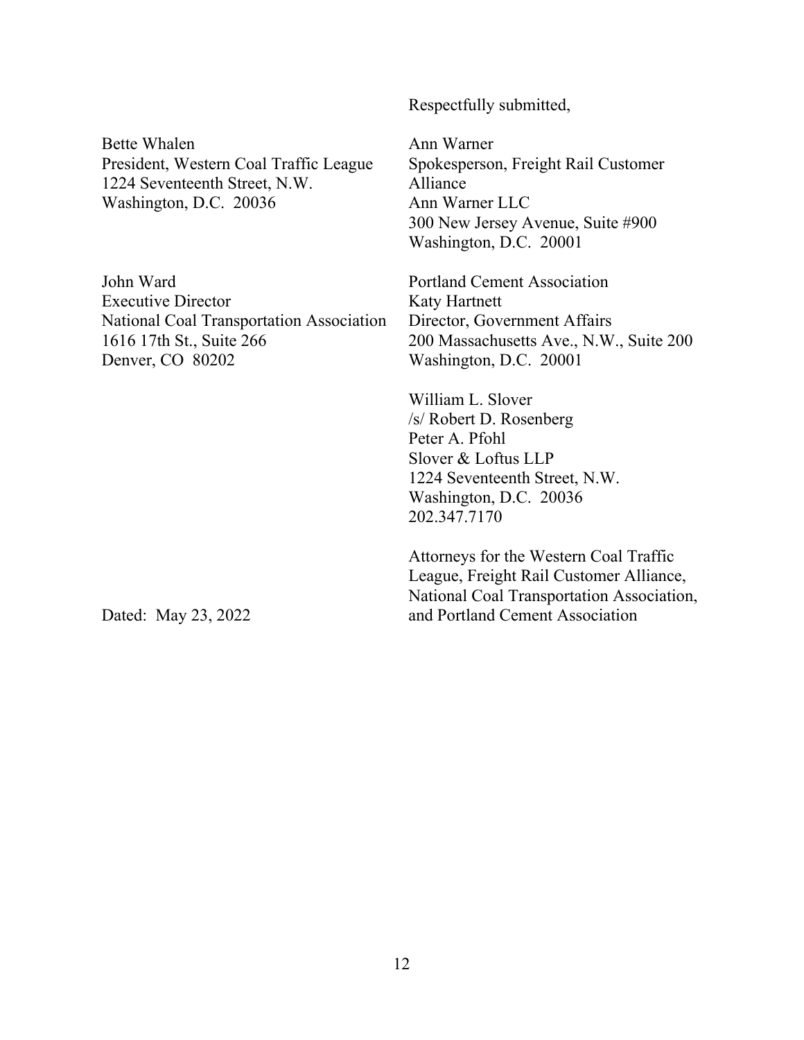Respectfully submitted,

Bette Whalen
President, Western Coal Traffic League
1224 Seventeenth Street, N.W.
Washington, D.C. 20036

Ann Warner
Spokesperson, Freight Rail Customer Alliance
Ann Warner LLC
300 New Jersey Avenue, Suite #900
Washington, D.C. 20001

John Ward
Executive Director
National Coal Transportation Association
1616 17th St., Suite 266
Denver, CO 80202

Portland Cement Association
Katy Hartnett
Director, Government Affairs
200 Massachusetts Ave., N.W., Suite 200
Washington, D.C. 20001

William L. Slover
/s/ Robert D. Rosenberg
Peter A. Pfohl
Slover & Loftus LLP
1224 Seventeenth Street, N.W.
Washington, D.C. 20036
202.347.7170

Attorneys for the Western Coal Traffic League, Freight Rail Customer Alliance, National Coal Transportation Association, and Portland Cement Association

Dated: May 23, 2022